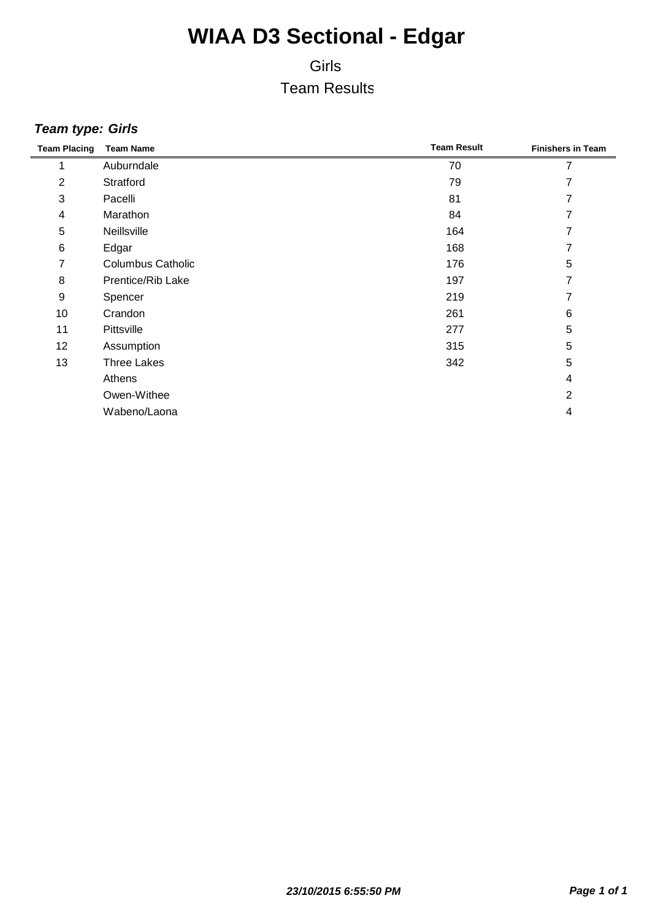# WIAA D3 Sectional - Edgar

Girls

Team Results

***Team type: Girls***

| Team Placing | Team Name | Team Result | Finishers in Team |
|---|---|---|---|
| 1 | Auburndale | 70 | 7 |
| 2 | Stratford | 79 | 7 |
| 3 | Pacelli | 81 | 7 |
| 4 | Marathon | 84 | 7 |
| 5 | Neillsville | 164 | 7 |
| 6 | Edgar | 168 | 7 |
| 7 | Columbus Catholic | 176 | 5 |
| 8 | Prentice/Rib Lake | 197 | 7 |
| 9 | Spencer | 219 | 7 |
| 10 | Crandon | 261 | 6 |
| 11 | Pittsville | 277 | 5 |
| 12 | Assumption | 315 | 5 |
| 13 | Three Lakes | 342 | 5 |
| | Athens | | 4 |
| | Owen-Withee | | 2 |
| | Wabeno/Laona | | 4 |

***23/10/2015 6:55:50 PM***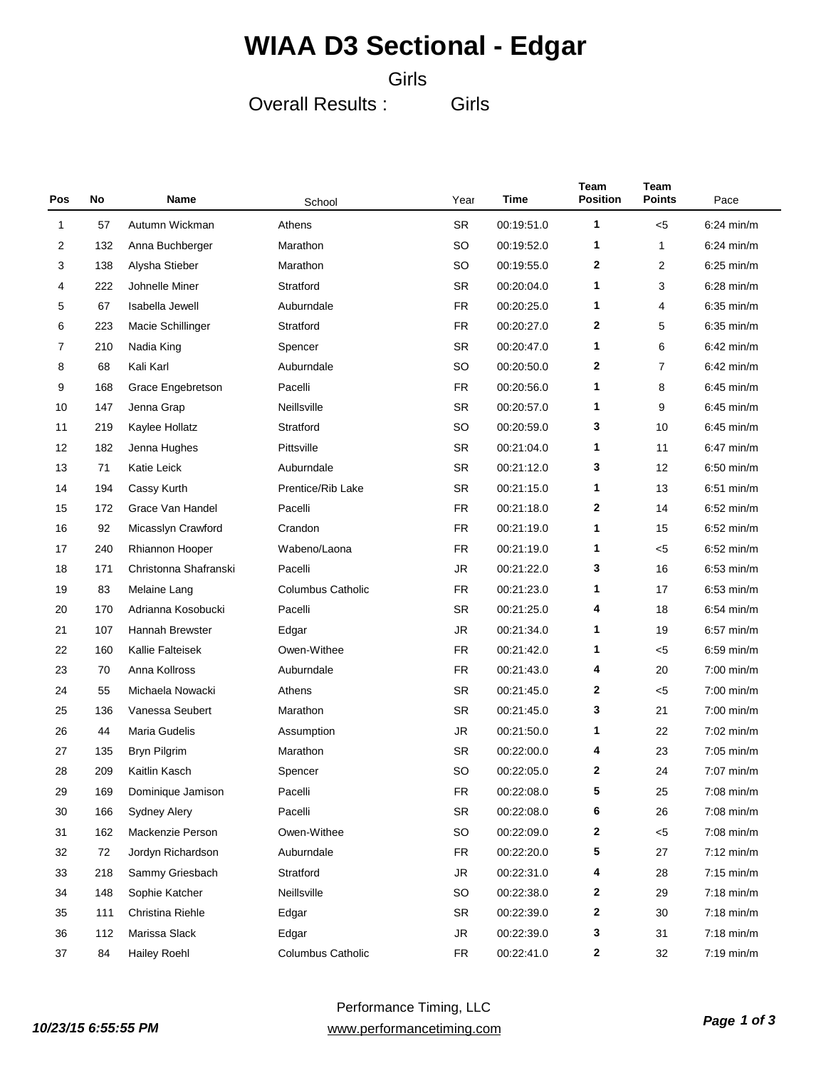# WIAA D3 Sectional - Edgar

Girls

Overall Results : Girls

| Pos | No | Name | School | Year | Time | Team Position | Team Points | Pace |
|---|---|---|---|---|---|---|---|---|
| 1 | 57 | Autumn Wickman | Athens | SR | 00:19:51.0 | 1 | <5 | 6:24 min/m |
| 2 | 132 | Anna Buchberger | Marathon | SO | 00:19:52.0 | 1 | 1 | 6:24 min/m |
| 3 | 138 | Alysha Stieber | Marathon | SO | 00:19:55.0 | 2 | 2 | 6:25 min/m |
| 4 | 222 | Johnelle Miner | Stratford | SR | 00:20:04.0 | 1 | 3 | 6:28 min/m |
| 5 | 67 | Isabella Jewell | Auburndale | FR | 00:20:25.0 | 1 | 4 | 6:35 min/m |
| 6 | 223 | Macie Schillinger | Stratford | FR | 00:20:27.0 | 2 | 5 | 6:35 min/m |
| 7 | 210 | Nadia King | Spencer | SR | 00:20:47.0 | 1 | 6 | 6:42 min/m |
| 8 | 68 | Kali Karl | Auburndale | SO | 00:20:50.0 | 2 | 7 | 6:42 min/m |
| 9 | 168 | Grace Engebretson | Pacelli | FR | 00:20:56.0 | 1 | 8 | 6:45 min/m |
| 10 | 147 | Jenna Grap | Neillsville | SR | 00:20:57.0 | 1 | 9 | 6:45 min/m |
| 11 | 219 | Kaylee Hollatz | Stratford | SO | 00:20:59.0 | 3 | 10 | 6:45 min/m |
| 12 | 182 | Jenna Hughes | Pittsville | SR | 00:21:04.0 | 1 | 11 | 6:47 min/m |
| 13 | 71 | Katie Leick | Auburndale | SR | 00:21:12.0 | 3 | 12 | 6:50 min/m |
| 14 | 194 | Cassy Kurth | Prentice/Rib Lake | SR | 00:21:15.0 | 1 | 13 | 6:51 min/m |
| 15 | 172 | Grace Van Handel | Pacelli | FR | 00:21:18.0 | 2 | 14 | 6:52 min/m |
| 16 | 92 | Micasslyn Crawford | Crandon | FR | 00:21:19.0 | 1 | 15 | 6:52 min/m |
| 17 | 240 | Rhiannon Hooper | Wabeno/Laona | FR | 00:21:19.0 | 1 | <5 | 6:52 min/m |
| 18 | 171 | Christonna Shafranski | Pacelli | JR | 00:21:22.0 | 3 | 16 | 6:53 min/m |
| 19 | 83 | Melaine Lang | Columbus Catholic | FR | 00:21:23.0 | 1 | 17 | 6:53 min/m |
| 20 | 170 | Adrianna Kosobucki | Pacelli | SR | 00:21:25.0 | 4 | 18 | 6:54 min/m |
| 21 | 107 | Hannah Brewster | Edgar | JR | 00:21:34.0 | 1 | 19 | 6:57 min/m |
| 22 | 160 | Kallie Falteisek | Owen-Withee | FR | 00:21:42.0 | 1 | <5 | 6:59 min/m |
| 23 | 70 | Anna Kollross | Auburndale | FR | 00:21:43.0 | 4 | 20 | 7:00 min/m |
| 24 | 55 | Michaela Nowacki | Athens | SR | 00:21:45.0 | 2 | <5 | 7:00 min/m |
| 25 | 136 | Vanessa Seubert | Marathon | SR | 00:21:45.0 | 3 | 21 | 7:00 min/m |
| 26 | 44 | Maria Gudelis | Assumption | JR | 00:21:50.0 | 1 | 22 | 7:02 min/m |
| 27 | 135 | Bryn Pilgrim | Marathon | SR | 00:22:00.0 | 4 | 23 | 7:05 min/m |
| 28 | 209 | Kaitlin Kasch | Spencer | SO | 00:22:05.0 | 2 | 24 | 7:07 min/m |
| 29 | 169 | Dominique Jamison | Pacelli | FR | 00:22:08.0 | 5 | 25 | 7:08 min/m |
| 30 | 166 | Sydney Alery | Pacelli | SR | 00:22:08.0 | 6 | 26 | 7:08 min/m |
| 31 | 162 | Mackenzie Person | Owen-Withee | SO | 00:22:09.0 | 2 | <5 | 7:08 min/m |
| 32 | 72 | Jordyn Richardson | Auburndale | FR | 00:22:20.0 | 5 | 27 | 7:12 min/m |
| 33 | 218 | Sammy Griesbach | Stratford | JR | 00:22:31.0 | 4 | 28 | 7:15 min/m |
| 34 | 148 | Sophie Katcher | Neillsville | SO | 00:22:38.0 | 2 | 29 | 7:18 min/m |
| 35 | 111 | Christina Riehle | Edgar | SR | 00:22:39.0 | 2 | 30 | 7:18 min/m |
| 36 | 112 | Marissa Slack | Edgar | JR | 00:22:39.0 | 3 | 31 | 7:18 min/m |
| 37 | 84 | Hailey Roehl | Columbus Catholic | FR | 00:22:41.0 | 2 | 32 | 7:19 min/m |

10/23/15 6:55:55 PM

Performance Timing, LLC
www.performancetiming.com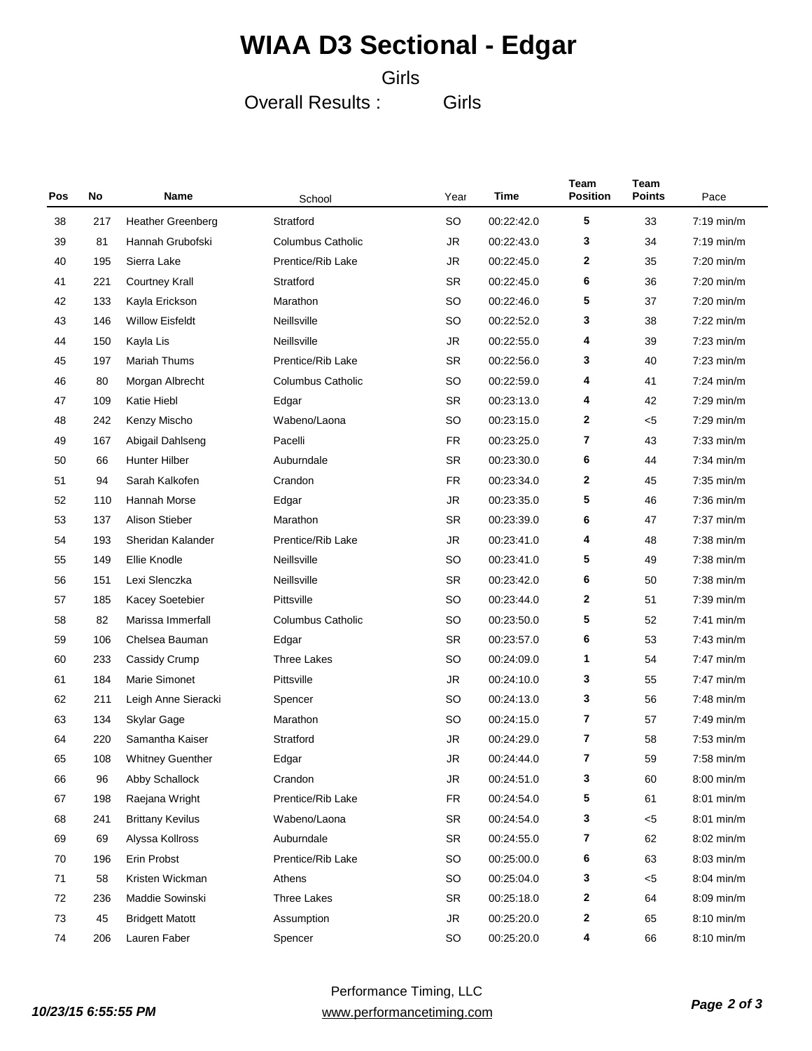# WIAA D3 Sectional - Edgar

Girls

Overall Results : Girls

| Pos | No | Name | School | Year | Time | Team Position | Team Points | Pace |
|---|---|---|---|---|---|---|---|---|
| 38 | 217 | Heather Greenberg | Stratford | SO | 00:22:42.0 | 5 | 33 | 7:19 min/m |
| 39 | 81 | Hannah Grubofski | Columbus Catholic | JR | 00:22:43.0 | 3 | 34 | 7:19 min/m |
| 40 | 195 | Sierra Lake | Prentice/Rib Lake | JR | 00:22:45.0 | 2 | 35 | 7:20 min/m |
| 41 | 221 | Courtney Krall | Stratford | SR | 00:22:45.0 | 6 | 36 | 7:20 min/m |
| 42 | 133 | Kayla Erickson | Marathon | SO | 00:22:46.0 | 5 | 37 | 7:20 min/m |
| 43 | 146 | Willow Eisfeldt | Neillsville | SO | 00:22:52.0 | 3 | 38 | 7:22 min/m |
| 44 | 150 | Kayla Lis | Neillsville | JR | 00:22:55.0 | 4 | 39 | 7:23 min/m |
| 45 | 197 | Mariah Thums | Prentice/Rib Lake | SR | 00:22:56.0 | 3 | 40 | 7:23 min/m |
| 46 | 80 | Morgan Albrecht | Columbus Catholic | SO | 00:22:59.0 | 4 | 41 | 7:24 min/m |
| 47 | 109 | Katie Hiebl | Edgar | SR | 00:23:13.0 | 4 | 42 | 7:29 min/m |
| 48 | 242 | Kenzy Mischo | Wabeno/Laona | SO | 00:23:15.0 | 2 | <5 | 7:29 min/m |
| 49 | 167 | Abigail Dahlseng | Pacelli | FR | 00:23:25.0 | 7 | 43 | 7:33 min/m |
| 50 | 66 | Hunter Hilber | Auburndale | SR | 00:23:30.0 | 6 | 44 | 7:34 min/m |
| 51 | 94 | Sarah Kalkofen | Crandon | FR | 00:23:34.0 | 2 | 45 | 7:35 min/m |
| 52 | 110 | Hannah Morse | Edgar | JR | 00:23:35.0 | 5 | 46 | 7:36 min/m |
| 53 | 137 | Alison Stieber | Marathon | SR | 00:23:39.0 | 6 | 47 | 7:37 min/m |
| 54 | 193 | Sheridan Kalander | Prentice/Rib Lake | JR | 00:23:41.0 | 4 | 48 | 7:38 min/m |
| 55 | 149 | Ellie Knodle | Neillsville | SO | 00:23:41.0 | 5 | 49 | 7:38 min/m |
| 56 | 151 | Lexi Slenczka | Neillsville | SR | 00:23:42.0 | 6 | 50 | 7:38 min/m |
| 57 | 185 | Kacey Soetebier | Pittsville | SO | 00:23:44.0 | 2 | 51 | 7:39 min/m |
| 58 | 82 | Marissa Immerfall | Columbus Catholic | SO | 00:23:50.0 | 5 | 52 | 7:41 min/m |
| 59 | 106 | Chelsea Bauman | Edgar | SR | 00:23:57.0 | 6 | 53 | 7:43 min/m |
| 60 | 233 | Cassidy Crump | Three Lakes | SO | 00:24:09.0 | 1 | 54 | 7:47 min/m |
| 61 | 184 | Marie Simonet | Pittsville | JR | 00:24:10.0 | 3 | 55 | 7:47 min/m |
| 62 | 211 | Leigh Anne Sieracki | Spencer | SO | 00:24:13.0 | 3 | 56 | 7:48 min/m |
| 63 | 134 | Skylar Gage | Marathon | SO | 00:24:15.0 | 7 | 57 | 7:49 min/m |
| 64 | 220 | Samantha Kaiser | Stratford | JR | 00:24:29.0 | 7 | 58 | 7:53 min/m |
| 65 | 108 | Whitney Guenther | Edgar | JR | 00:24:44.0 | 7 | 59 | 7:58 min/m |
| 66 | 96 | Abby Schallock | Crandon | JR | 00:24:51.0 | 3 | 60 | 8:00 min/m |
| 67 | 198 | Raejana Wright | Prentice/Rib Lake | FR | 00:24:54.0 | 5 | 61 | 8:01 min/m |
| 68 | 241 | Brittany Kevilus | Wabeno/Laona | SR | 00:24:54.0 | 3 | <5 | 8:01 min/m |
| 69 | 69 | Alyssa Kollross | Auburndale | SR | 00:24:55.0 | 7 | 62 | 8:02 min/m |
| 70 | 196 | Erin Probst | Prentice/Rib Lake | SO | 00:25:00.0 | 6 | 63 | 8:03 min/m |
| 71 | 58 | Kristen Wickman | Athens | SO | 00:25:04.0 | 3 | <5 | 8:04 min/m |
| 72 | 236 | Maddie Sowinski | Three Lakes | SR | 00:25:18.0 | 2 | 64 | 8:09 min/m |
| 73 | 45 | Bridgett Matott | Assumption | JR | 00:25:20.0 | 2 | 65 | 8:10 min/m |
| 74 | 206 | Lauren Faber | Spencer | SO | 00:25:20.0 | 4 | 66 | 8:10 min/m |

Performance Timing, LLC
www.performancetiming.com

*10/23/15 6:55:55 PM*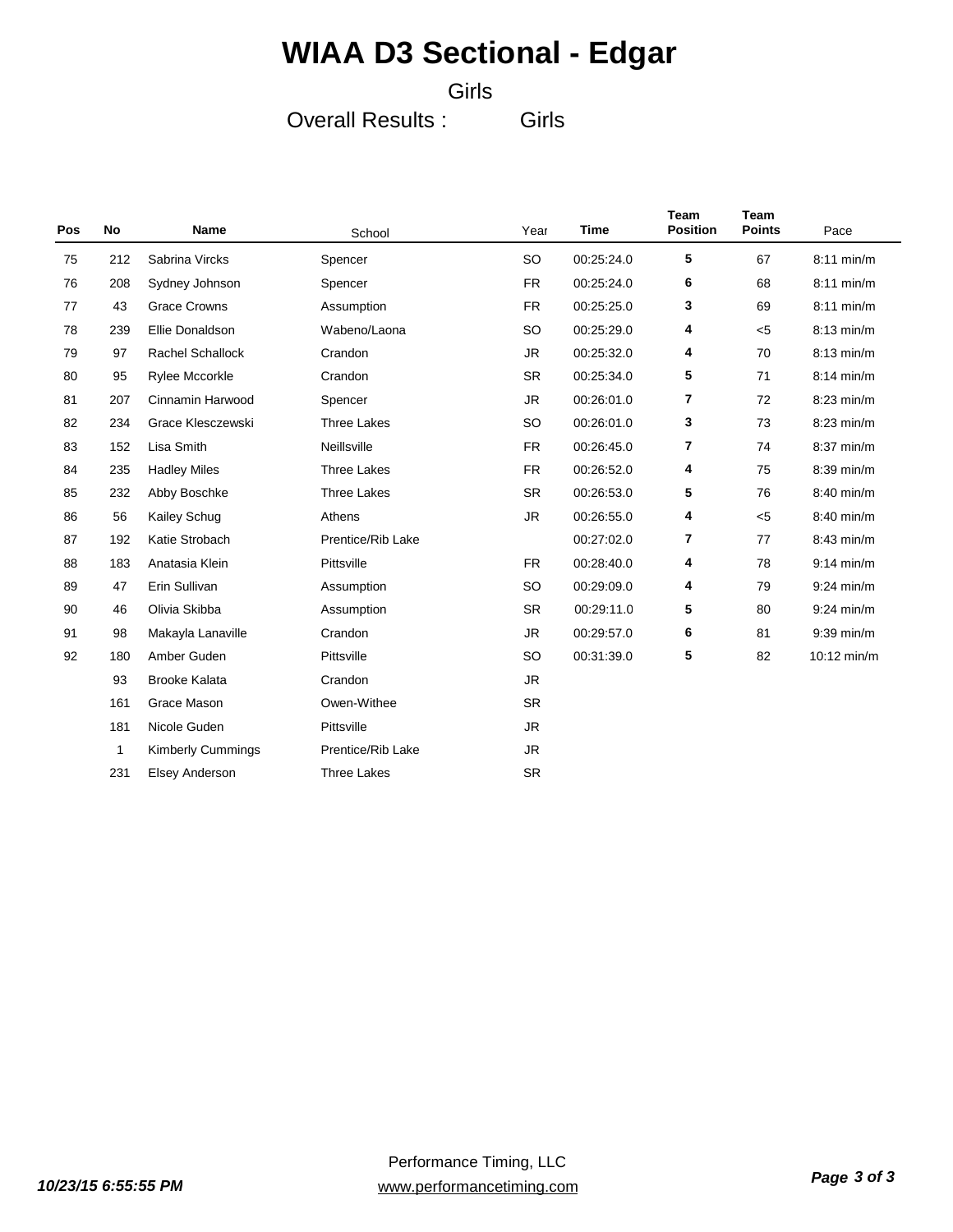# WIAA D3 Sectional - Edgar

Girls

Overall Results : Girls

| Pos | No | Name | School | Year | Time | Team Position | Team Points | Pace |
|---|---|---|---|---|---|---|---|---|
| 75 | 212 | Sabrina Vircks | Spencer | SO | 00:25:24.0 | 5 | 67 | 8:11 min/m |
| 76 | 208 | Sydney Johnson | Spencer | FR | 00:25:24.0 | 6 | 68 | 8:11 min/m |
| 77 | 43 | Grace Crowns | Assumption | FR | 00:25:25.0 | 3 | 69 | 8:11 min/m |
| 78 | 239 | Ellie Donaldson | Wabeno/Laona | SO | 00:25:29.0 | 4 | <5 | 8:13 min/m |
| 79 | 97 | Rachel Schallock | Crandon | JR | 00:25:32.0 | 4 | 70 | 8:13 min/m |
| 80 | 95 | Rylee Mccorkle | Crandon | SR | 00:25:34.0 | 5 | 71 | 8:14 min/m |
| 81 | 207 | Cinnamin Harwood | Spencer | JR | 00:26:01.0 | 7 | 72 | 8:23 min/m |
| 82 | 234 | Grace Klesczewski | Three Lakes | SO | 00:26:01.0 | 3 | 73 | 8:23 min/m |
| 83 | 152 | Lisa Smith | Neillsville | FR | 00:26:45.0 | 7 | 74 | 8:37 min/m |
| 84 | 235 | Hadley Miles | Three Lakes | FR | 00:26:52.0 | 4 | 75 | 8:39 min/m |
| 85 | 232 | Abby Boschke | Three Lakes | SR | 00:26:53.0 | 5 | 76 | 8:40 min/m |
| 86 | 56 | Kailey Schug | Athens | JR | 00:26:55.0 | 4 | <5 | 8:40 min/m |
| 87 | 192 | Katie Strobach | Prentice/Rib Lake | | 00:27:02.0 | 7 | 77 | 8:43 min/m |
| 88 | 183 | Anatasia Klein | Pittsville | FR | 00:28:40.0 | 4 | 78 | 9:14 min/m |
| 89 | 47 | Erin Sullivan | Assumption | SO | 00:29:09.0 | 4 | 79 | 9:24 min/m |
| 90 | 46 | Olivia Skibba | Assumption | SR | 00:29:11.0 | 5 | 80 | 9:24 min/m |
| 91 | 98 | Makayla Lanaville | Crandon | JR | 00:29:57.0 | 6 | 81 | 9:39 min/m |
| 92 | 180 | Amber Guden | Pittsville | SO | 00:31:39.0 | 5 | 82 | 10:12 min/m |
| | 93 | Brooke Kalata | Crandon | JR | | | | |
| | 161 | Grace Mason | Owen-Withee | SR | | | | |
| | 181 | Nicole Guden | Pittsville | JR | | | | |
| | 1 | Kimberly Cummings | Prentice/Rib Lake | JR | | | | |
| | 231 | Elsey Anderson | Three Lakes | SR | | | | |

10/23/15 6:55:55 PM

Performance Timing, LLC
www.performancetiming.com